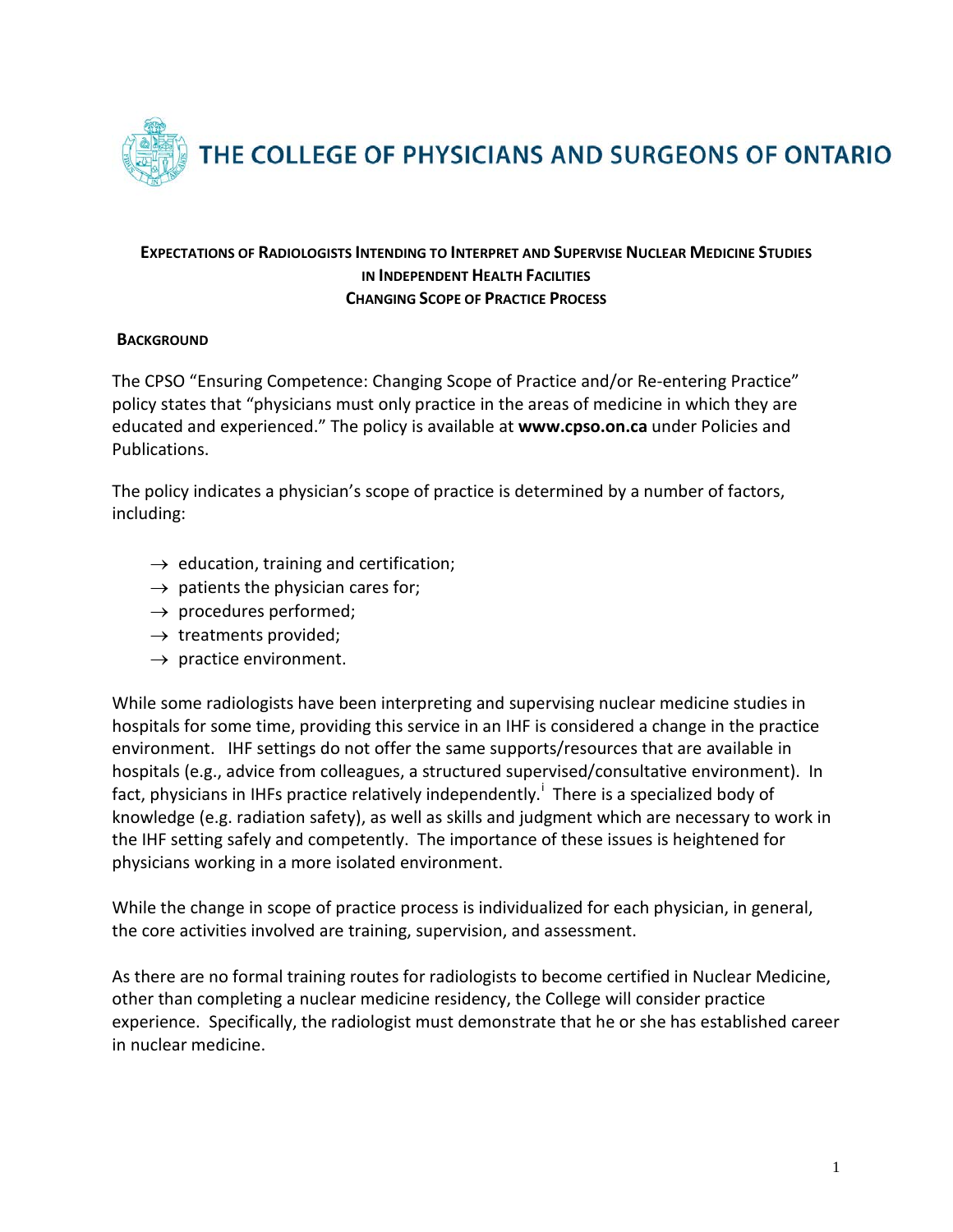THE COLLEGE OF PHYSICIANS AND SURGEONS OF ONTARIO

# EXPECTATIONS OF RADIOLOGISTS INTENDING TO INTERPRET AND SUPERVISE NUCLEAR MEDICINE STUDIES IN INDEPENDENT HEALTH FACILITIES
## CHANGING SCOPE OF PRACTICE PROCESS

### BACKGROUND

The CPSO "Ensuring Competence: Changing Scope of Practice and/or Re-entering Practice" policy states that "physicians must only practice in the areas of medicine in which they are educated and experienced." The policy is available at **www.cpso.on.ca** under Policies and Publications.

The policy indicates a physician's scope of practice is determined by a number of factors, including:

- → education, training and certification;
- → patients the physician cares for;
- → procedures performed;
- → treatments provided;
- → practice environment.

While some radiologists have been interpreting and supervising nuclear medicine studies in hospitals for some time, providing this service in an IHF is considered a change in the practice environment. IHF settings do not offer the same supports/resources that are available in hospitals (e.g., advice from colleagues, a structured supervised/consultative environment). In fact, physicians in IHFs practice relatively independently.[i] There is a specialized body of knowledge (e.g. radiation safety), as well as skills and judgment which are necessary to work in the IHF setting safely and competently. The importance of these issues is heightened for physicians working in a more isolated environment.

While the change in scope of practice process is individualized for each physician, in general, the core activities involved are training, supervision, and assessment.

As there are no formal training routes for radiologists to become certified in Nuclear Medicine, other than completing a nuclear medicine residency, the College will consider practice experience. Specifically, the radiologist must demonstrate that he or she has established career in nuclear medicine.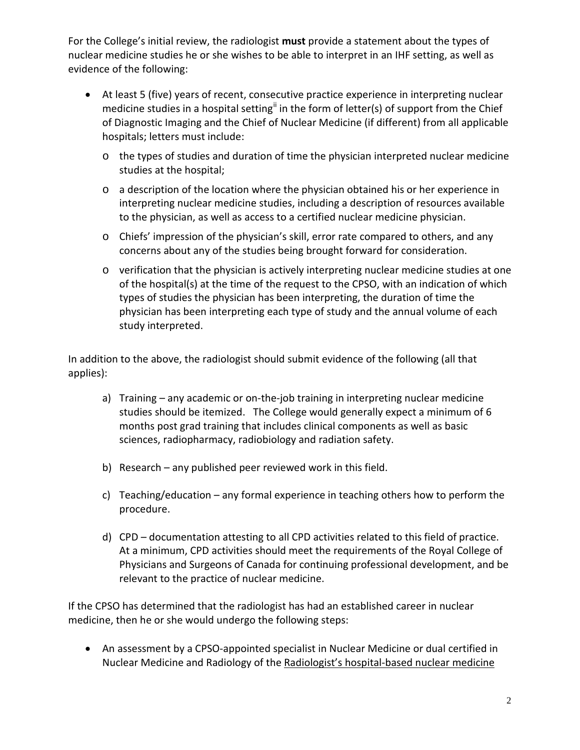For the College's initial review, the radiologist **must** provide a statement about the types of nuclear medicine studies he or she wishes to be able to interpret in an IHF setting, as well as evidence of the following:

- At least 5 (five) years of recent, consecutive practice experience in interpreting nuclear medicine studies in a hospital setting[ii] in the form of letter(s) of support from the Chief of Diagnostic Imaging and the Chief of Nuclear Medicine (if different) from all applicable hospitals; letters must include:
  - the types of studies and duration of time the physician interpreted nuclear medicine studies at the hospital;
  - a description of the location where the physician obtained his or her experience in interpreting nuclear medicine studies, including a description of resources available to the physician, as well as access to a certified nuclear medicine physician.
  - Chiefs' impression of the physician's skill, error rate compared to others, and any concerns about any of the studies being brought forward for consideration.
  - verification that the physician is actively interpreting nuclear medicine studies at one of the hospital(s) at the time of the request to the CPSO, with an indication of which types of studies the physician has been interpreting, the duration of time the physician has been interpreting each type of study and the annual volume of each study interpreted.

In addition to the above, the radiologist should submit evidence of the following (all that applies):

a) Training – any academic or on-the-job training in interpreting nuclear medicine studies should be itemized. The College would generally expect a minimum of 6 months post grad training that includes clinical components as well as basic sciences, radiopharmacy, radiobiology and radiation safety.

b) Research – any published peer reviewed work in this field.

c) Teaching/education – any formal experience in teaching others how to perform the procedure.

d) CPD – documentation attesting to all CPD activities related to this field of practice. At a minimum, CPD activities should meet the requirements of the Royal College of Physicians and Surgeons of Canada for continuing professional development, and be relevant to the practice of nuclear medicine.

If the CPSO has determined that the radiologist has had an established career in nuclear medicine, then he or she would undergo the following steps:

- An assessment by a CPSO-appointed specialist in Nuclear Medicine or dual certified in Nuclear Medicine and Radiology of the Radiologist's hospital-based nuclear medicine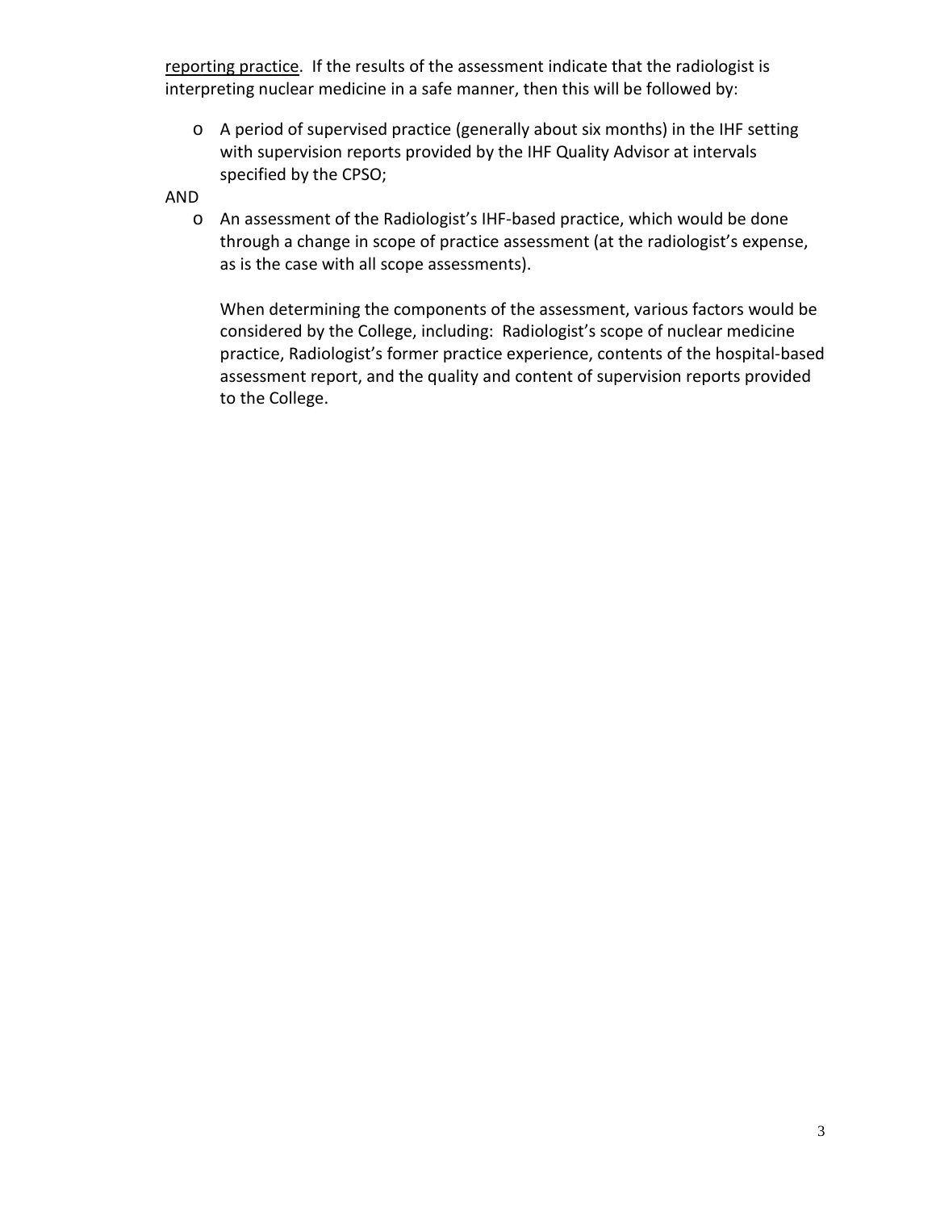<u>reporting practice</u>. If the results of the assessment indicate that the radiologist is interpreting nuclear medicine in a safe manner, then this will be followed by:

- A period of supervised practice (generally about six months) in the IHF setting with supervision reports provided by the IHF Quality Advisor at intervals specified by the CPSO;

AND

- An assessment of the Radiologist's IHF-based practice, which would be done through a change in scope of practice assessment (at the radiologist's expense, as is the case with all scope assessments).

  When determining the components of the assessment, various factors would be considered by the College, including: Radiologist's scope of nuclear medicine practice, Radiologist's former practice experience, contents of the hospital-based assessment report, and the quality and content of supervision reports provided to the College.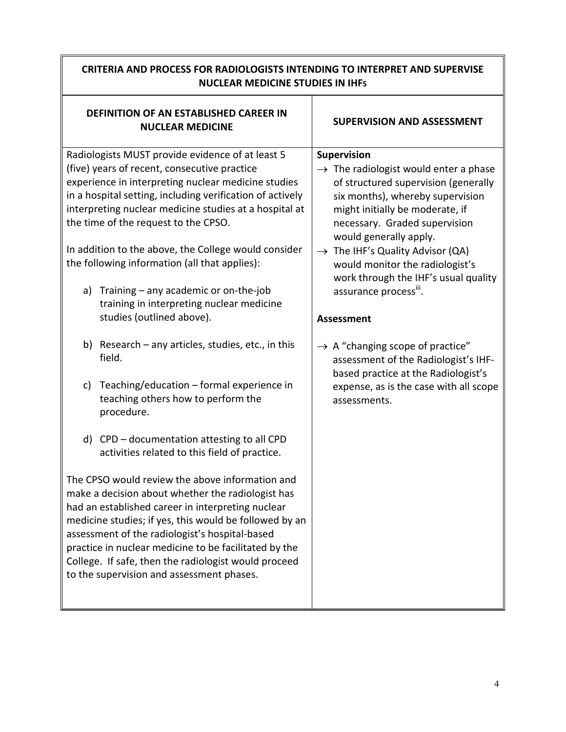| CRITERIA AND PROCESS FOR RADIOLOGISTS INTENDING TO INTERPRET AND SUPERVISE NUCLEAR MEDICINE STUDIES IN IHFs | |
|---|---|
| **DEFINITION OF AN ESTABLISHED CAREER IN NUCLEAR MEDICINE** | **SUPERVISION AND ASSESSMENT** |
| Radiologists MUST provide evidence of at least 5 (five) years of recent, consecutive practice experience in interpreting nuclear medicine studies in a hospital setting, including verification of actively interpreting nuclear medicine studies at a hospital at the time of the request to the CPSO.<br><br>In addition to the above, the College would consider the following information (all that applies):<br><br>a) Training – any academic or on-the-job training in interpreting nuclear medicine studies (outlined above).<br><br>b) Research – any articles, studies, etc., in this field.<br><br>c) Teaching/education – formal experience in teaching others how to perform the procedure.<br><br>d) CPD – documentation attesting to all CPD activities related to this field of practice.<br><br>The CPSO would review the above information and make a decision about whether the radiologist has had an established career in interpreting nuclear medicine studies; if yes, this would be followed by an assessment of the radiologist's hospital-based practice in nuclear medicine to be facilitated by the College. If safe, then the radiologist would proceed to the supervision and assessment phases. | **Supervision**<br><br>→ The radiologist would enter a phase of structured supervision (generally six months), whereby supervision might initially be moderate, if necessary. Graded supervision would generally apply.<br><br>→ The IHF's Quality Advisor (QA) would monitor the radiologist's work through the IHF's usual quality assurance process[iii].<br><br>**Assessment**<br><br>→ A "changing scope of practice" assessment of the Radiologist's IHF-based practice at the Radiologist's expense, as is the case with all scope assessments. |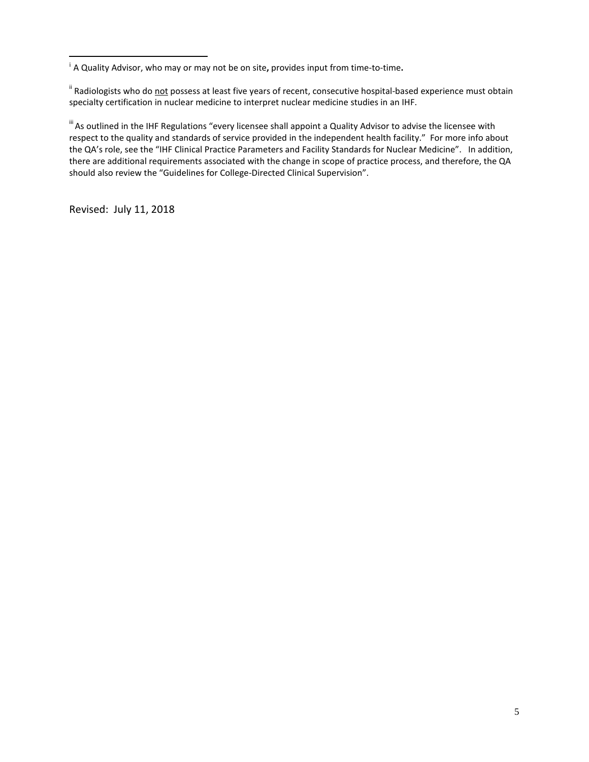[i] A Quality Advisor, who may or may not be on site**,** provides input from time-to-time**.**

[ii] Radiologists who do <u>not</u> possess at least five years of recent, consecutive hospital-based experience must obtain specialty certification in nuclear medicine to interpret nuclear medicine studies in an IHF.

[iii] As outlined in the IHF Regulations "every licensee shall appoint a Quality Advisor to advise the licensee with respect to the quality and standards of service provided in the independent health facility." For more info about the QA's role, see the "IHF Clinical Practice Parameters and Facility Standards for Nuclear Medicine". In addition, there are additional requirements associated with the change in scope of practice process, and therefore, the QA should also review the "Guidelines for College-Directed Clinical Supervision".

Revised: July 11, 2018